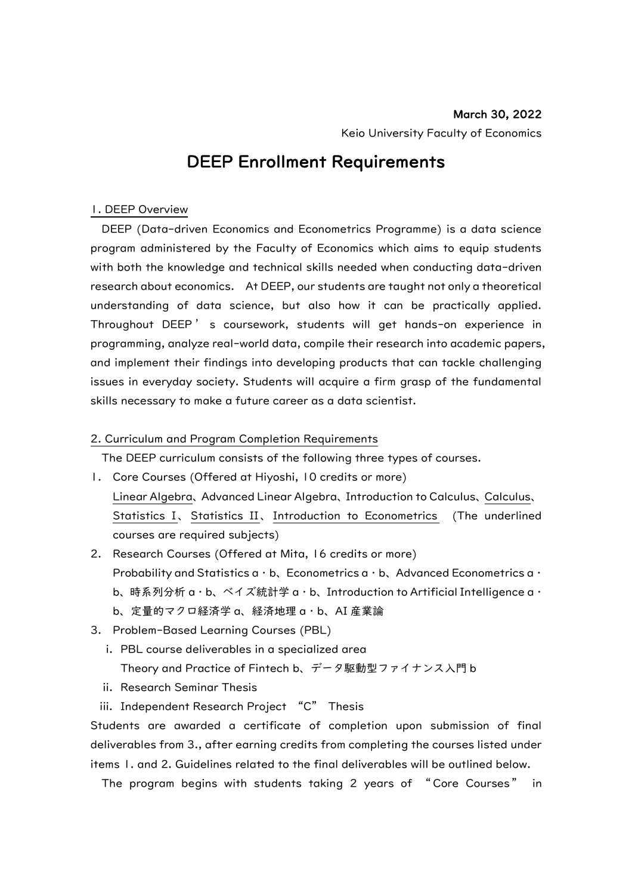**March 30, 2022**

Keio University Faculty of Economics

# DEEP Enrollment Requirements

## 1. DEEP Overview

DEEP (Data-driven Economics and Econometrics Programme) is a data science program administered by the Faculty of Economics which aims to equip students with both the knowledge and technical skills needed when conducting data-driven research about economics. At DEEP, our students are taught not only a theoretical understanding of data science, but also how it can be practically applied. Throughout DEEP's coursework, students will get hands-on experience in programming, analyze real-world data, compile their research into academic papers, and implement their findings into developing products that can tackle challenging issues in everyday society. Students will acquire a firm grasp of the fundamental skills necessary to make a future career as a data scientist.

## 2. Curriculum and Program Completion Requirements

The DEEP curriculum consists of the following three types of courses.

1. Core Courses (Offered at Hiyoshi, 10 credits or more)
   <u>Linear Algebra</u>、Advanced Linear Algebra、Introduction to Calculus、<u>Calculus</u>、<u>Statistics I</u>、<u>Statistics II</u>、<u>Introduction to Econometrics</u> (The underlined courses are required subjects)
2. Research Courses (Offered at Mita, 16 credits or more)
   Probability and Statistics a・b、Econometrics a・b、Advanced Econometrics a・b、時系列分析 a・b、ベイズ統計学 a・b、Introduction to Artificial Intelligence a・b、定量的マクロ経済学 a、経済地理 a・b、AI 産業論
3. Problem-Based Learning Courses (PBL)
   - i. PBL course deliverables in a specialized area
     Theory and Practice of Fintech b、データ駆動型ファイナンス入門 b
   - ii. Research Seminar Thesis
   - iii. Independent Research Project "C" Thesis

Students are awarded a certificate of completion upon submission of final deliverables from 3., after earning credits from completing the courses listed under items 1. and 2. Guidelines related to the final deliverables will be outlined below.

The program begins with students taking 2 years of "Core Courses" in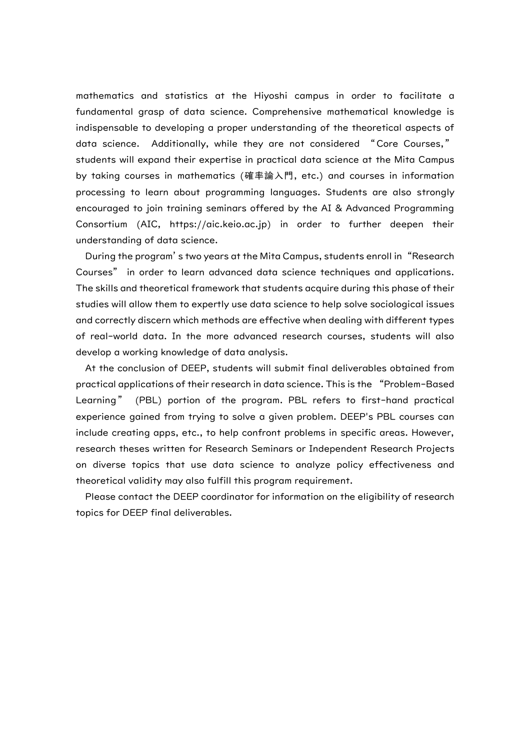mathematics and statistics at the Hiyoshi campus in order to facilitate a fundamental grasp of data science. Comprehensive mathematical knowledge is indispensable to developing a proper understanding of the theoretical aspects of data science. Additionally, while they are not considered "Core Courses," students will expand their expertise in practical data science at the Mita Campus by taking courses in mathematics (確率論入門, etc.) and courses in information processing to learn about programming languages. Students are also strongly encouraged to join training seminars offered by the AI & Advanced Programming Consortium (AIC, https://aic.keio.ac.jp) in order to further deepen their understanding of data science.

During the program's two years at the Mita Campus, students enroll in "Research Courses" in order to learn advanced data science techniques and applications. The skills and theoretical framework that students acquire during this phase of their studies will allow them to expertly use data science to help solve sociological issues and correctly discern which methods are effective when dealing with different types of real-world data. In the more advanced research courses, students will also develop a working knowledge of data analysis.

At the conclusion of DEEP, students will submit final deliverables obtained from practical applications of their research in data science. This is the "Problem-Based Learning" (PBL) portion of the program. PBL refers to first-hand practical experience gained from trying to solve a given problem. DEEP's PBL courses can include creating apps, etc., to help confront problems in specific areas. However, research theses written for Research Seminars or Independent Research Projects on diverse topics that use data science to analyze policy effectiveness and theoretical validity may also fulfill this program requirement.

Please contact the DEEP coordinator for information on the eligibility of research topics for DEEP final deliverables.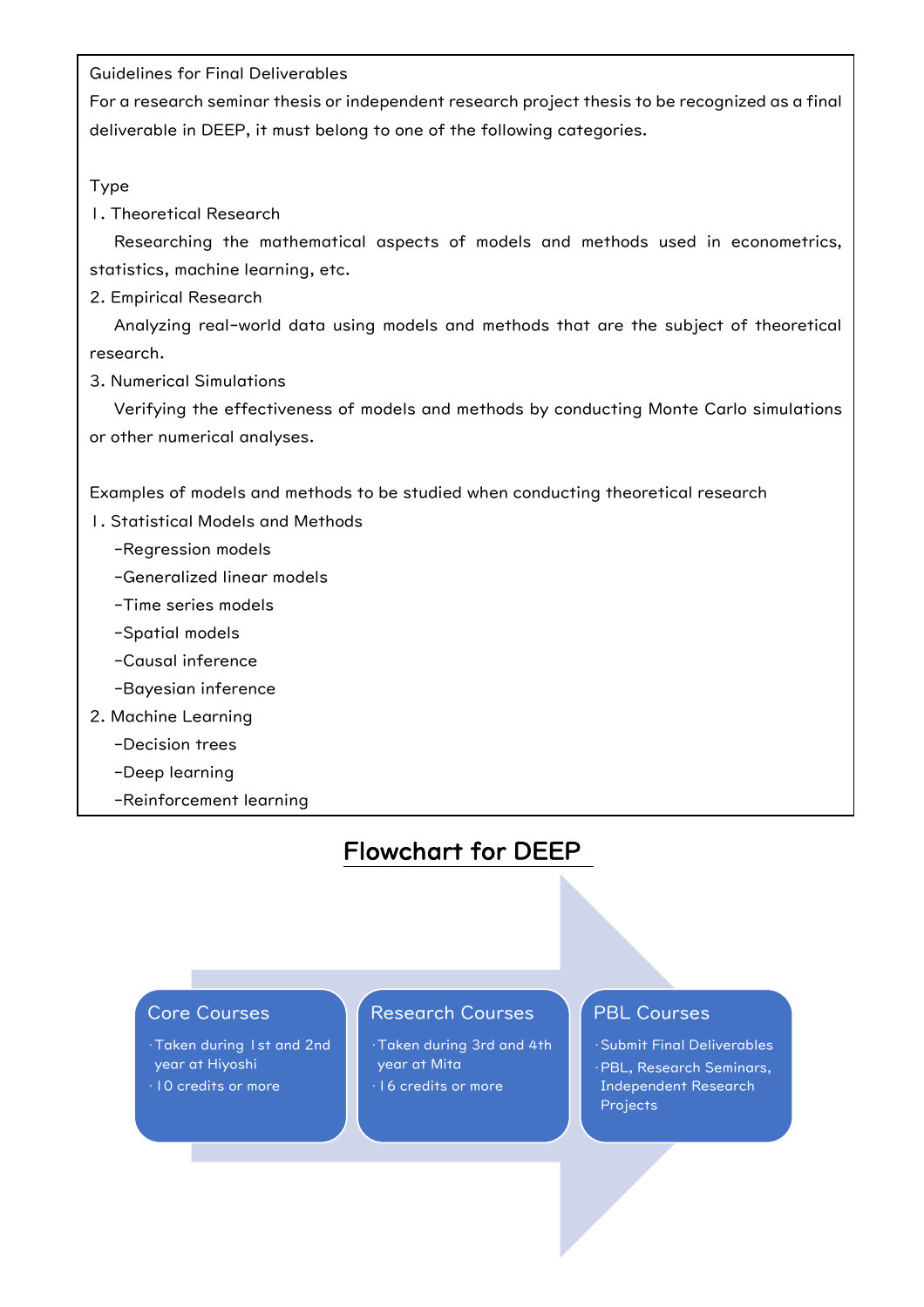Guidelines for Final Deliverables

For a research seminar thesis or independent research project thesis to be recognized as a final deliverable in DEEP, it must belong to one of the following categories.

Type

1. Theoretical Research

   Researching the mathematical aspects of models and methods used in econometrics, statistics, machine learning, etc.

2. Empirical Research

   Analyzing real-world data using models and methods that are the subject of theoretical research.

3. Numerical Simulations

   Verifying the effectiveness of models and methods by conducting Monte Carlo simulations or other numerical analyses.

Examples of models and methods to be studied when conducting theoretical research

1. Statistical Models and Methods
   - Regression models
   - Generalized linear models
   - Time series models
   - Spatial models
   - Causal inference
   - Bayesian inference
2. Machine Learning
   - Decision trees
   - Deep learning
   - Reinforcement learning

## Flowchart for DEEP

**Core Courses**
- Taken during 1st and 2nd year at Hiyoshi
- 10 credits or more

**Research Courses**
- Taken during 3rd and 4th year at Mita
- 16 credits or more

**PBL Courses**
- Submit Final Deliverables
- PBL, Research Seminars, Independent Research Projects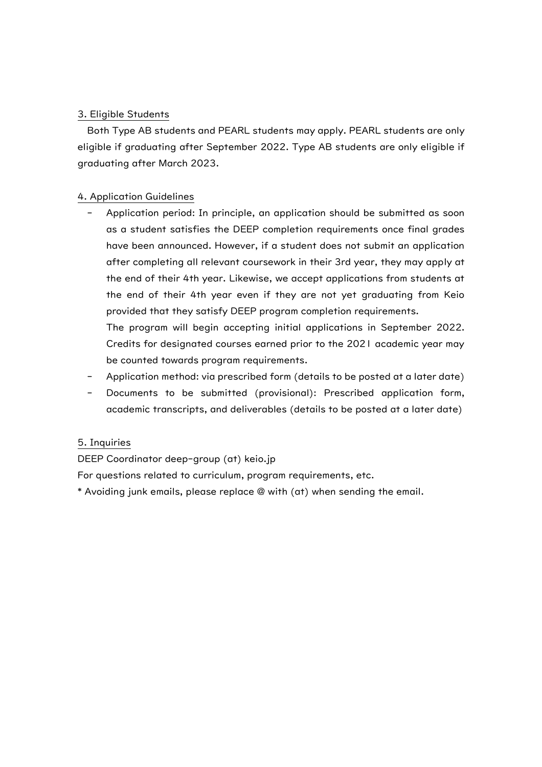## 3. Eligible Students

Both Type AB students and PEARL students may apply. PEARL students are only eligible if graduating after September 2022. Type AB students are only eligible if graduating after March 2023.

## 4. Application Guidelines

- Application period: In principle, an application should be submitted as soon as a student satisfies the DEEP completion requirements once final grades have been announced. However, if a student does not submit an application after completing all relevant coursework in their 3rd year, they may apply at the end of their 4th year. Likewise, we accept applications from students at the end of their 4th year even if they are not yet graduating from Keio provided that they satisfy DEEP program completion requirements.

  The program will begin accepting initial applications in September 2022. Credits for designated courses earned prior to the 2021 academic year may be counted towards program requirements.
- Application method: via prescribed form (details to be posted at a later date)
- Documents to be submitted (provisional): Prescribed application form, academic transcripts, and deliverables (details to be posted at a later date)

## 5. Inquiries

DEEP Coordinator deep-group (at) keio.jp

For questions related to curriculum, program requirements, etc.

* Avoiding junk emails, please replace @ with (at) when sending the email.